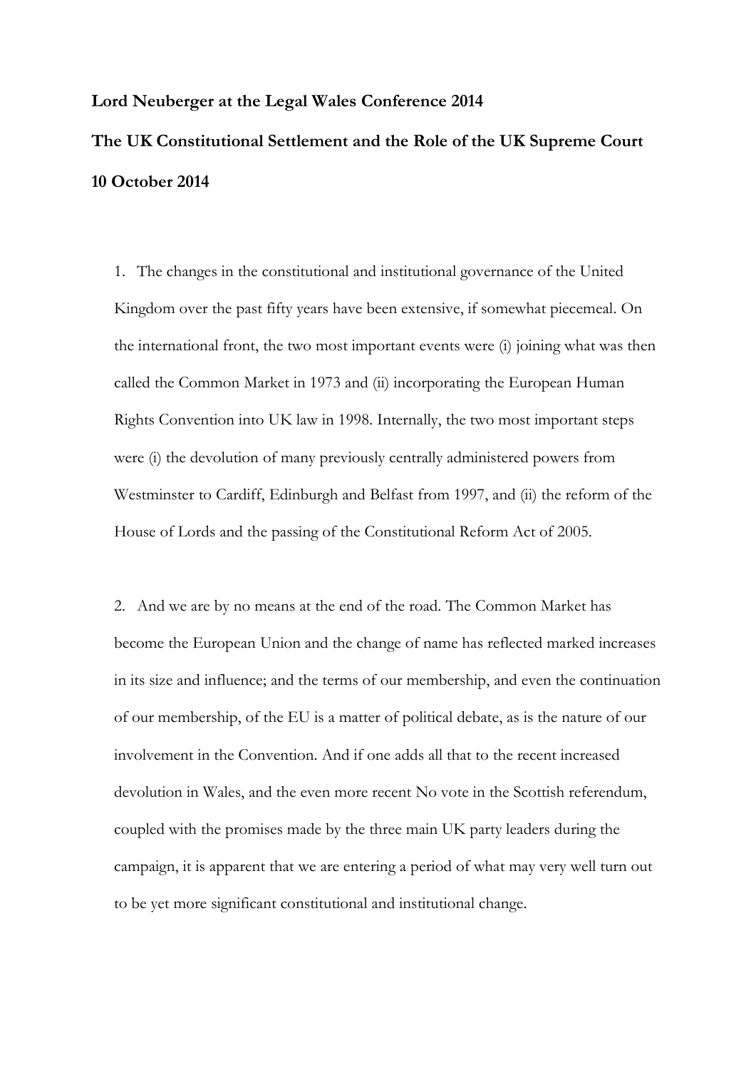**Lord Neuberger at the Legal Wales Conference 2014**

**The UK Constitutional Settlement and the Role of the UK Supreme Court**

**10 October 2014**

1. The changes in the constitutional and institutional governance of the United Kingdom over the past fifty years have been extensive, if somewhat piecemeal. On the international front, the two most important events were (i) joining what was then called the Common Market in 1973 and (ii) incorporating the European Human Rights Convention into UK law in 1998. Internally, the two most important steps were (i) the devolution of many previously centrally administered powers from Westminster to Cardiff, Edinburgh and Belfast from 1997, and (ii) the reform of the House of Lords and the passing of the Constitutional Reform Act of 2005.

2. And we are by no means at the end of the road. The Common Market has become the European Union and the change of name has reflected marked increases in its size and influence; and the terms of our membership, and even the continuation of our membership, of the EU is a matter of political debate, as is the nature of our involvement in the Convention. And if one adds all that to the recent increased devolution in Wales, and the even more recent No vote in the Scottish referendum, coupled with the promises made by the three main UK party leaders during the campaign, it is apparent that we are entering a period of what may very well turn out to be yet more significant constitutional and institutional change.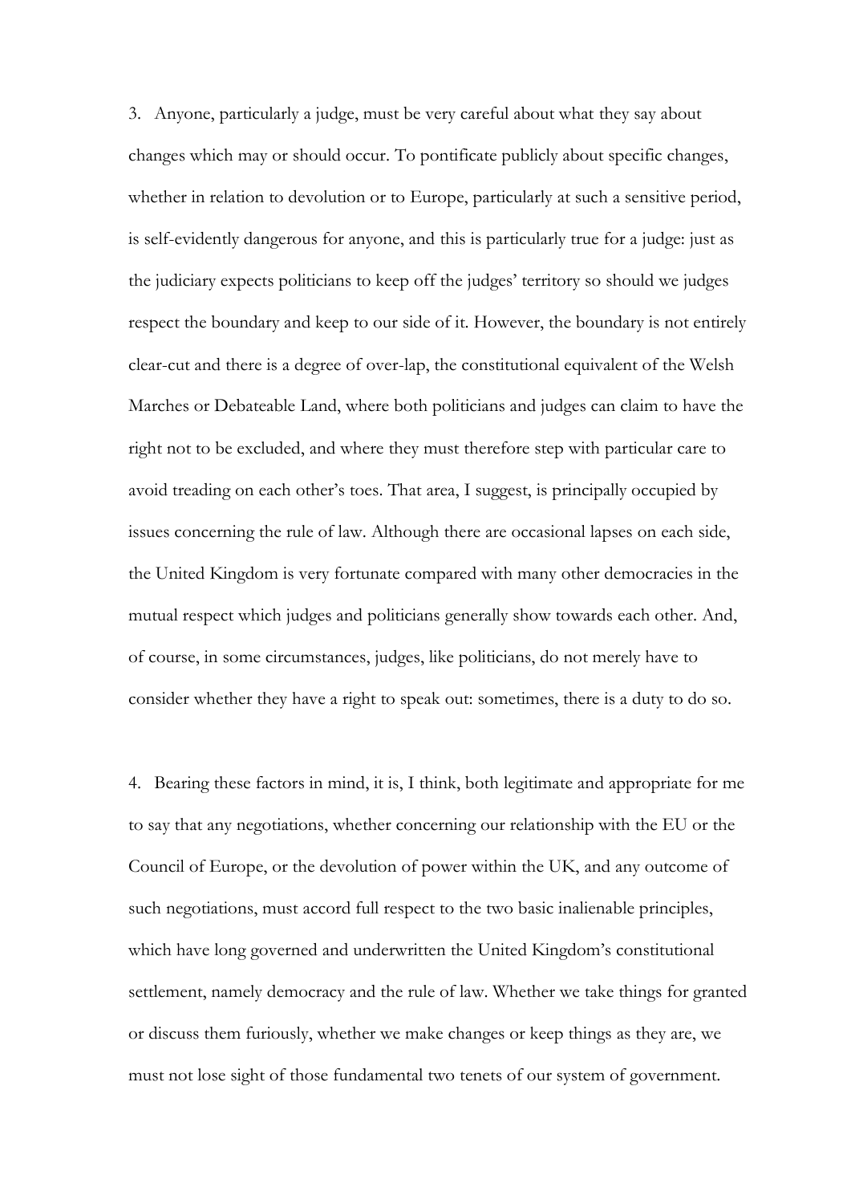3. Anyone, particularly a judge, must be very careful about what they say about changes which may or should occur. To pontificate publicly about specific changes, whether in relation to devolution or to Europe, particularly at such a sensitive period, is self-evidently dangerous for anyone, and this is particularly true for a judge: just as the judiciary expects politicians to keep off the judges' territory so should we judges respect the boundary and keep to our side of it. However, the boundary is not entirely clear-cut and there is a degree of over-lap, the constitutional equivalent of the Welsh Marches or Debateable Land, where both politicians and judges can claim to have the right not to be excluded, and where they must therefore step with particular care to avoid treading on each other's toes. That area, I suggest, is principally occupied by issues concerning the rule of law. Although there are occasional lapses on each side, the United Kingdom is very fortunate compared with many other democracies in the mutual respect which judges and politicians generally show towards each other. And, of course, in some circumstances, judges, like politicians, do not merely have to consider whether they have a right to speak out: sometimes, there is a duty to do so.

4. Bearing these factors in mind, it is, I think, both legitimate and appropriate for me to say that any negotiations, whether concerning our relationship with the EU or the Council of Europe, or the devolution of power within the UK, and any outcome of such negotiations, must accord full respect to the two basic inalienable principles, which have long governed and underwritten the United Kingdom's constitutional settlement, namely democracy and the rule of law. Whether we take things for granted or discuss them furiously, whether we make changes or keep things as they are, we must not lose sight of those fundamental two tenets of our system of government.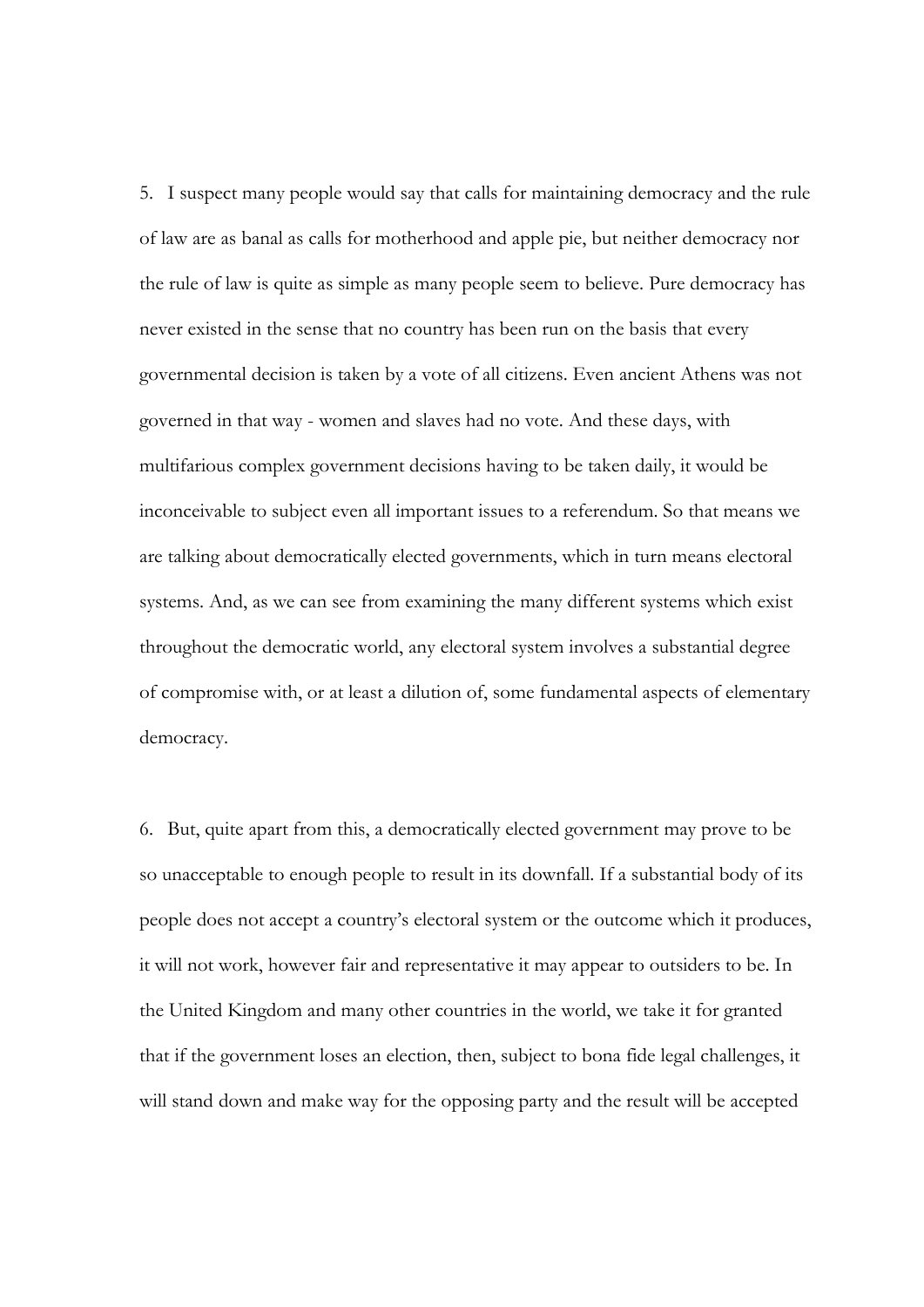5. I suspect many people would say that calls for maintaining democracy and the rule of law are as banal as calls for motherhood and apple pie, but neither democracy nor the rule of law is quite as simple as many people seem to believe. Pure democracy has never existed in the sense that no country has been run on the basis that every governmental decision is taken by a vote of all citizens. Even ancient Athens was not governed in that way - women and slaves had no vote. And these days, with multifarious complex government decisions having to be taken daily, it would be inconceivable to subject even all important issues to a referendum. So that means we are talking about democratically elected governments, which in turn means electoral systems. And, as we can see from examining the many different systems which exist throughout the democratic world, any electoral system involves a substantial degree of compromise with, or at least a dilution of, some fundamental aspects of elementary democracy.

6. But, quite apart from this, a democratically elected government may prove to be so unacceptable to enough people to result in its downfall. If a substantial body of its people does not accept a country's electoral system or the outcome which it produces, it will not work, however fair and representative it may appear to outsiders to be. In the United Kingdom and many other countries in the world, we take it for granted that if the government loses an election, then, subject to bona fide legal challenges, it will stand down and make way for the opposing party and the result will be accepted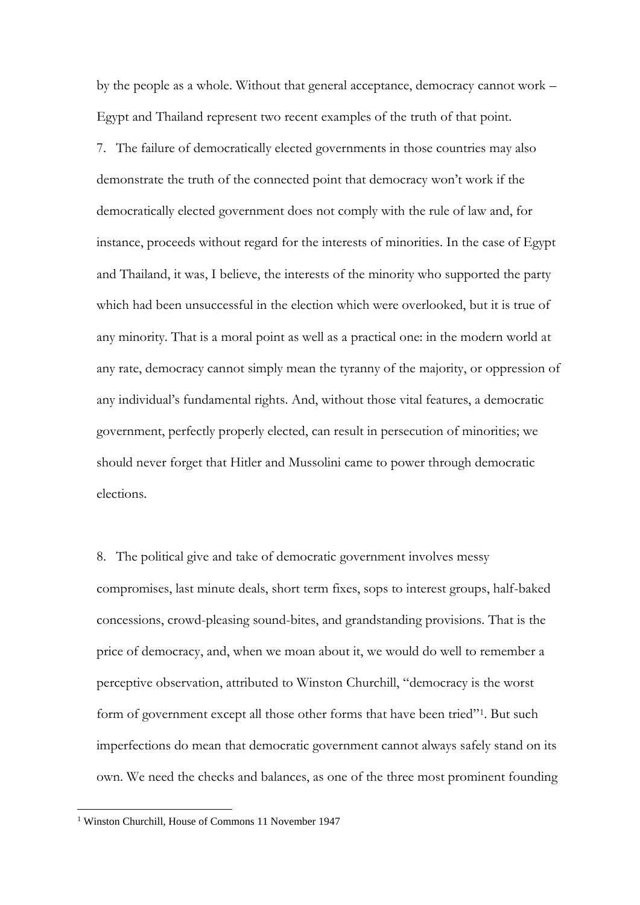by the people as a whole. Without that general acceptance, democracy cannot work – Egypt and Thailand represent two recent examples of the truth of that point.

7. The failure of democratically elected governments in those countries may also demonstrate the truth of the connected point that democracy won't work if the democratically elected government does not comply with the rule of law and, for instance, proceeds without regard for the interests of minorities. In the case of Egypt and Thailand, it was, I believe, the interests of the minority who supported the party which had been unsuccessful in the election which were overlooked, but it is true of any minority. That is a moral point as well as a practical one: in the modern world at any rate, democracy cannot simply mean the tyranny of the majority, or oppression of any individual's fundamental rights. And, without those vital features, a democratic government, perfectly properly elected, can result in persecution of minorities; we should never forget that Hitler and Mussolini came to power through democratic elections.

8. The political give and take of democratic government involves messy compromises, last minute deals, short term fixes, sops to interest groups, half-baked concessions, crowd-pleasing sound-bites, and grandstanding provisions. That is the price of democracy, and, when we moan about it, we would do well to remember a perceptive observation, attributed to Winston Churchill, "democracy is the worst form of government except all those other forms that have been tried"[1]. But such imperfections do mean that democratic government cannot always safely stand on its own. We need the checks and balances, as one of the three most prominent founding

[1] Winston Churchill, House of Commons 11 November 1947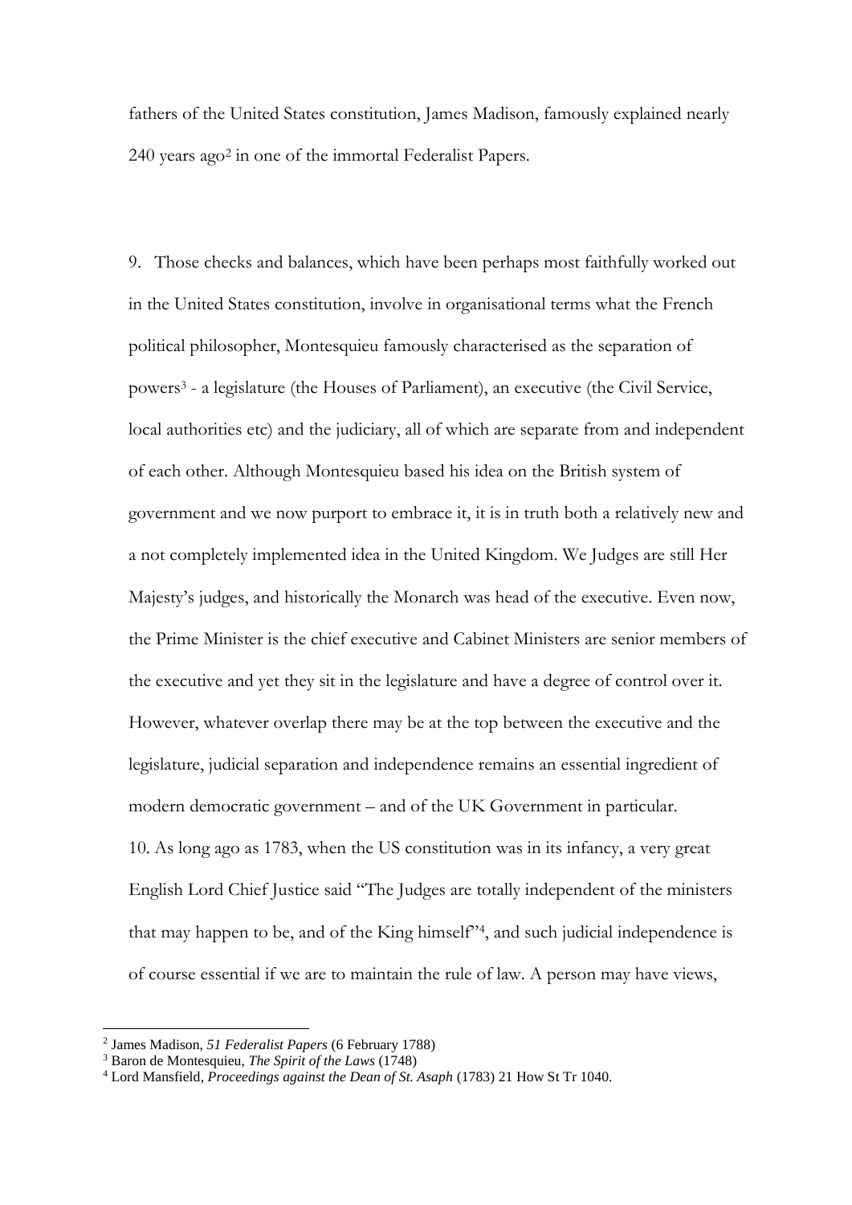fathers of the United States constitution, James Madison, famously explained nearly 240 years ago[2] in one of the immortal Federalist Papers.

9. Those checks and balances, which have been perhaps most faithfully worked out in the United States constitution, involve in organisational terms what the French political philosopher, Montesquieu famously characterised as the separation of powers[3] - a legislature (the Houses of Parliament), an executive (the Civil Service, local authorities etc) and the judiciary, all of which are separate from and independent of each other. Although Montesquieu based his idea on the British system of government and we now purport to embrace it, it is in truth both a relatively new and a not completely implemented idea in the United Kingdom. We Judges are still Her Majesty's judges, and historically the Monarch was head of the executive. Even now, the Prime Minister is the chief executive and Cabinet Ministers are senior members of the executive and yet they sit in the legislature and have a degree of control over it. However, whatever overlap there may be at the top between the executive and the legislature, judicial separation and independence remains an essential ingredient of modern democratic government – and of the UK Government in particular.

10. As long ago as 1783, when the US constitution was in its infancy, a very great English Lord Chief Justice said "The Judges are totally independent of the ministers that may happen to be, and of the King himself"[4], and such judicial independence is of course essential if we are to maintain the rule of law. A person may have views,

---

[2] James Madison, *51 Federalist Papers* (6 February 1788)

[3] Baron de Montesquieu, *The Spirit of the Laws* (1748)

[4] Lord Mansfield, *Proceedings against the Dean of St. Asaph* (1783) 21 How St Tr 1040.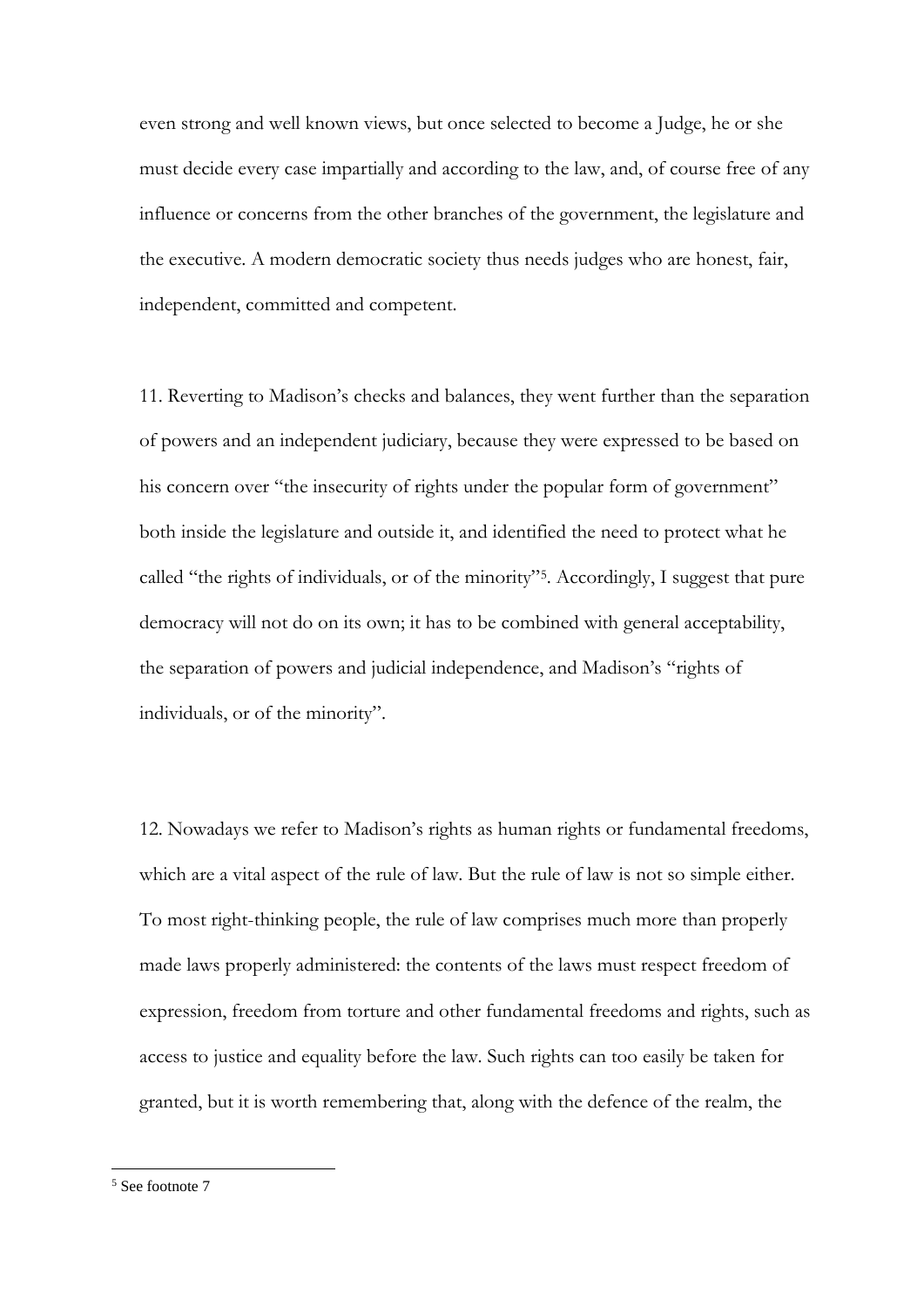even strong and well known views, but once selected to become a Judge, he or she must decide every case impartially and according to the law, and, of course free of any influence or concerns from the other branches of the government, the legislature and the executive. A modern democratic society thus needs judges who are honest, fair, independent, committed and competent.

11. Reverting to Madison's checks and balances, they went further than the separation of powers and an independent judiciary, because they were expressed to be based on his concern over "the insecurity of rights under the popular form of government" both inside the legislature and outside it, and identified the need to protect what he called "the rights of individuals, or of the minority"[5]. Accordingly, I suggest that pure democracy will not do on its own; it has to be combined with general acceptability, the separation of powers and judicial independence, and Madison's "rights of individuals, or of the minority".

12. Nowadays we refer to Madison's rights as human rights or fundamental freedoms, which are a vital aspect of the rule of law. But the rule of law is not so simple either. To most right-thinking people, the rule of law comprises much more than properly made laws properly administered: the contents of the laws must respect freedom of expression, freedom from torture and other fundamental freedoms and rights, such as access to justice and equality before the law. Such rights can too easily be taken for granted, but it is worth remembering that, along with the defence of the realm, the

[5] See footnote 7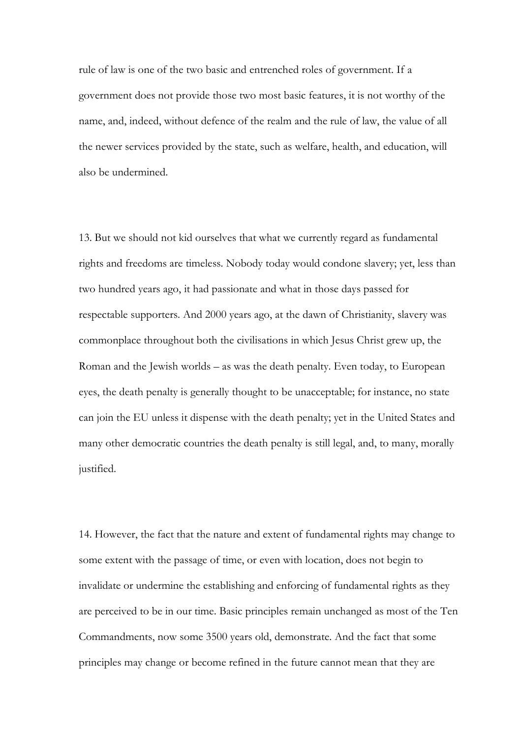rule of law is one of the two basic and entrenched roles of government. If a government does not provide those two most basic features, it is not worthy of the name, and, indeed, without defence of the realm and the rule of law, the value of all the newer services provided by the state, such as welfare, health, and education, will also be undermined.

13. But we should not kid ourselves that what we currently regard as fundamental rights and freedoms are timeless. Nobody today would condone slavery; yet, less than two hundred years ago, it had passionate and what in those days passed for respectable supporters. And 2000 years ago, at the dawn of Christianity, slavery was commonplace throughout both the civilisations in which Jesus Christ grew up, the Roman and the Jewish worlds – as was the death penalty. Even today, to European eyes, the death penalty is generally thought to be unacceptable; for instance, no state can join the EU unless it dispense with the death penalty; yet in the United States and many other democratic countries the death penalty is still legal, and, to many, morally justified.

14. However, the fact that the nature and extent of fundamental rights may change to some extent with the passage of time, or even with location, does not begin to invalidate or undermine the establishing and enforcing of fundamental rights as they are perceived to be in our time. Basic principles remain unchanged as most of the Ten Commandments, now some 3500 years old, demonstrate. And the fact that some principles may change or become refined in the future cannot mean that they are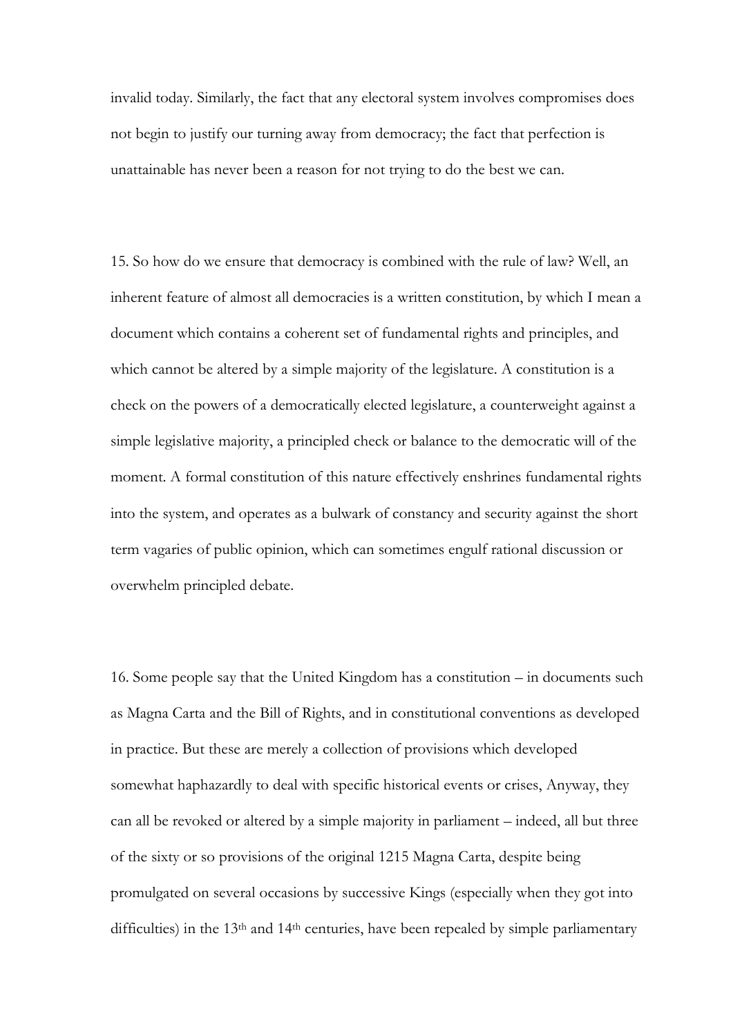invalid today. Similarly, the fact that any electoral system involves compromises does not begin to justify our turning away from democracy; the fact that perfection is unattainable has never been a reason for not trying to do the best we can.

15. So how do we ensure that democracy is combined with the rule of law? Well, an inherent feature of almost all democracies is a written constitution, by which I mean a document which contains a coherent set of fundamental rights and principles, and which cannot be altered by a simple majority of the legislature. A constitution is a check on the powers of a democratically elected legislature, a counterweight against a simple legislative majority, a principled check or balance to the democratic will of the moment. A formal constitution of this nature effectively enshrines fundamental rights into the system, and operates as a bulwark of constancy and security against the short term vagaries of public opinion, which can sometimes engulf rational discussion or overwhelm principled debate.

16. Some people say that the United Kingdom has a constitution – in documents such as Magna Carta and the Bill of Rights, and in constitutional conventions as developed in practice. But these are merely a collection of provisions which developed somewhat haphazardly to deal with specific historical events or crises, Anyway, they can all be revoked or altered by a simple majority in parliament – indeed, all but three of the sixty or so provisions of the original 1215 Magna Carta, despite being promulgated on several occasions by successive Kings (especially when they got into difficulties) in the 13th and 14th centuries, have been repealed by simple parliamentary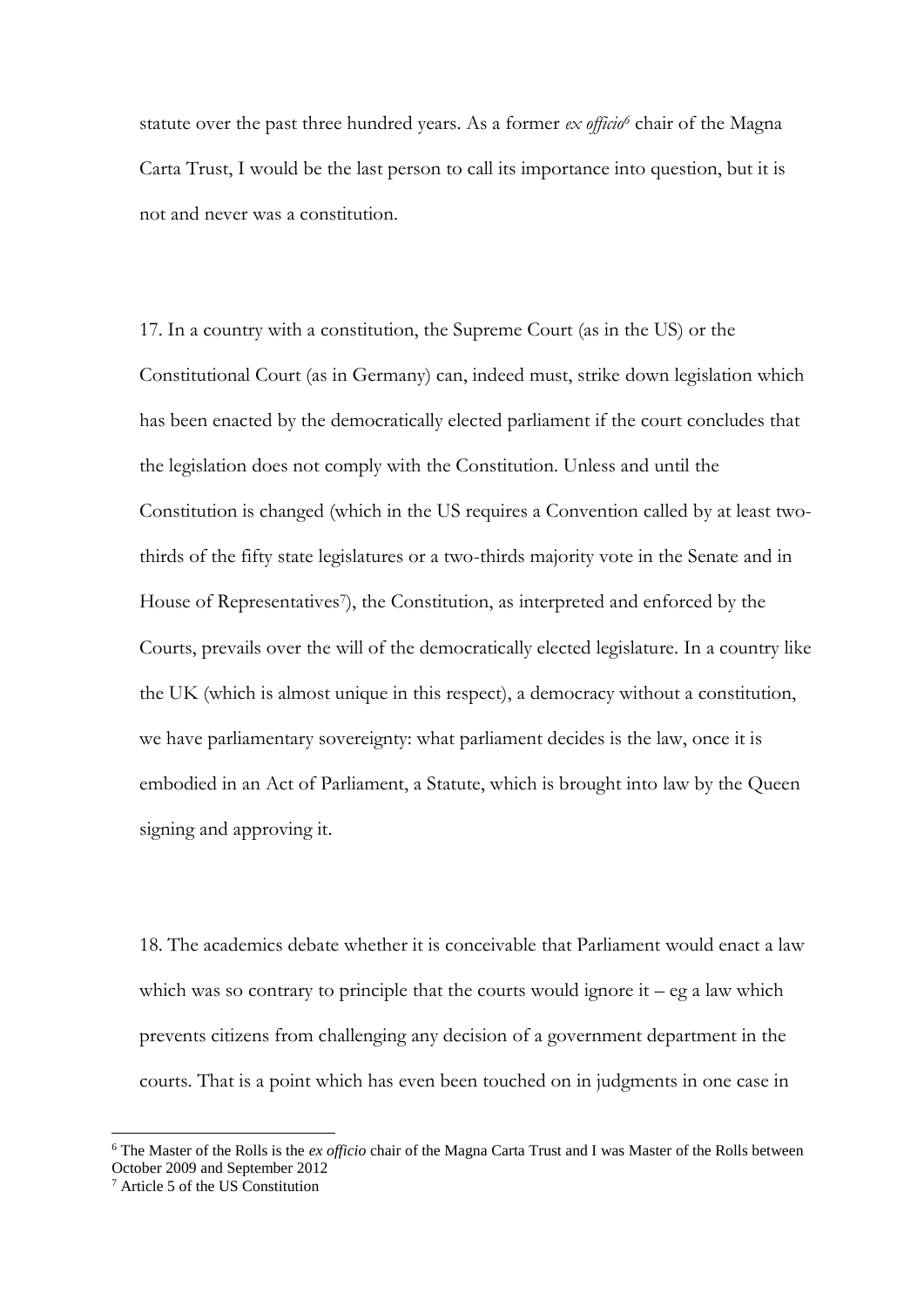statute over the past three hundred years. As a former *ex officio*[6] chair of the Magna Carta Trust, I would be the last person to call its importance into question, but it is not and never was a constitution.

17. In a country with a constitution, the Supreme Court (as in the US) or the Constitutional Court (as in Germany) can, indeed must, strike down legislation which has been enacted by the democratically elected parliament if the court concludes that the legislation does not comply with the Constitution. Unless and until the Constitution is changed (which in the US requires a Convention called by at least two-thirds of the fifty state legislatures or a two-thirds majority vote in the Senate and in House of Representatives[7]), the Constitution, as interpreted and enforced by the Courts, prevails over the will of the democratically elected legislature. In a country like the UK (which is almost unique in this respect), a democracy without a constitution, we have parliamentary sovereignty: what parliament decides is the law, once it is embodied in an Act of Parliament, a Statute, which is brought into law by the Queen signing and approving it.

18. The academics debate whether it is conceivable that Parliament would enact a law which was so contrary to principle that the courts would ignore it – eg a law which prevents citizens from challenging any decision of a government department in the courts. That is a point which has even been touched on in judgments in one case in

---

[6] The Master of the Rolls is the *ex officio* chair of the Magna Carta Trust and I was Master of the Rolls between October 2009 and September 2012

[7] Article 5 of the US Constitution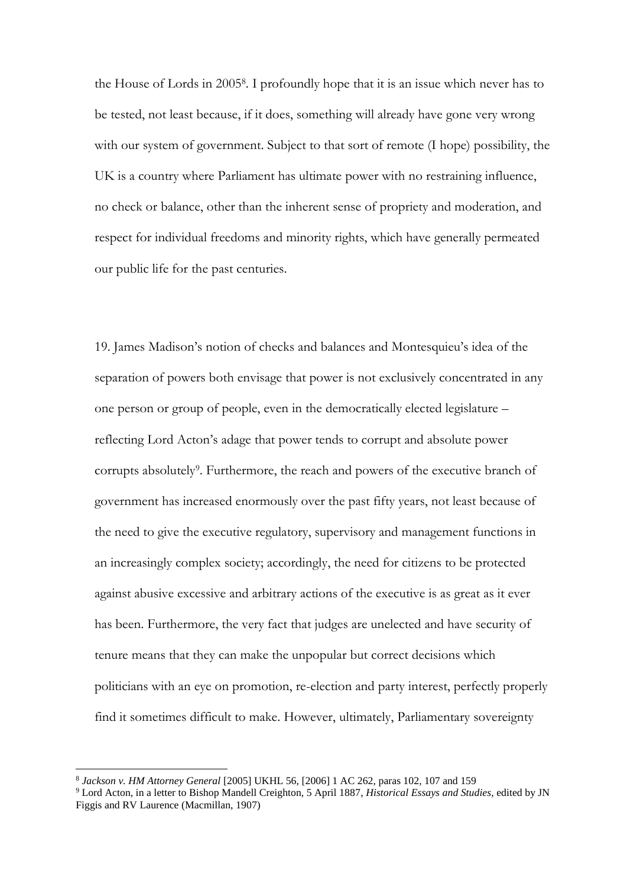the House of Lords in 2005[8]. I profoundly hope that it is an issue which never has to be tested, not least because, if it does, something will already have gone very wrong with our system of government. Subject to that sort of remote (I hope) possibility, the UK is a country where Parliament has ultimate power with no restraining influence, no check or balance, other than the inherent sense of propriety and moderation, and respect for individual freedoms and minority rights, which have generally permeated our public life for the past centuries.

19. James Madison's notion of checks and balances and Montesquieu's idea of the separation of powers both envisage that power is not exclusively concentrated in any one person or group of people, even in the democratically elected legislature – reflecting Lord Acton's adage that power tends to corrupt and absolute power corrupts absolutely[9]. Furthermore, the reach and powers of the executive branch of government has increased enormously over the past fifty years, not least because of the need to give the executive regulatory, supervisory and management functions in an increasingly complex society; accordingly, the need for citizens to be protected against abusive excessive and arbitrary actions of the executive is as great as it ever has been. Furthermore, the very fact that judges are unelected and have security of tenure means that they can make the unpopular but correct decisions which politicians with an eye on promotion, re-election and party interest, perfectly properly find it sometimes difficult to make. However, ultimately, Parliamentary sovereignty

---

[8] *Jackson v. HM Attorney General* [2005] UKHL 56, [2006] 1 AC 262, paras 102, 107 and 159

[9] Lord Acton, in a letter to Bishop Mandell Creighton, 5 April 1887, *Historical Essays and Studies*, edited by JN Figgis and RV Laurence (Macmillan, 1907)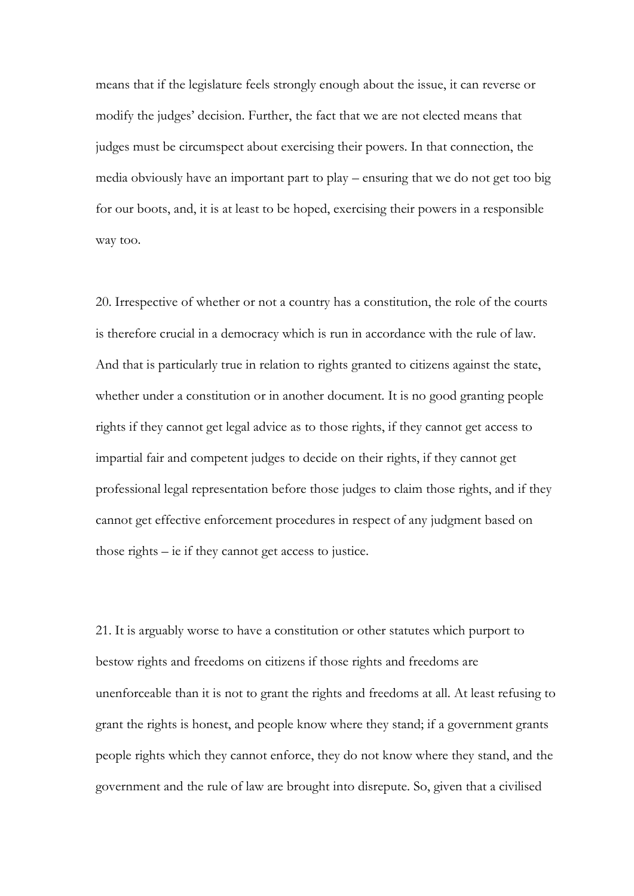means that if the legislature feels strongly enough about the issue, it can reverse or modify the judges' decision. Further, the fact that we are not elected means that judges must be circumspect about exercising their powers. In that connection, the media obviously have an important part to play – ensuring that we do not get too big for our boots, and, it is at least to be hoped, exercising their powers in a responsible way too.

20. Irrespective of whether or not a country has a constitution, the role of the courts is therefore crucial in a democracy which is run in accordance with the rule of law. And that is particularly true in relation to rights granted to citizens against the state, whether under a constitution or in another document. It is no good granting people rights if they cannot get legal advice as to those rights, if they cannot get access to impartial fair and competent judges to decide on their rights, if they cannot get professional legal representation before those judges to claim those rights, and if they cannot get effective enforcement procedures in respect of any judgment based on those rights – ie if they cannot get access to justice.

21. It is arguably worse to have a constitution or other statutes which purport to bestow rights and freedoms on citizens if those rights and freedoms are unenforceable than it is not to grant the rights and freedoms at all. At least refusing to grant the rights is honest, and people know where they stand; if a government grants people rights which they cannot enforce, they do not know where they stand, and the government and the rule of law are brought into disrepute. So, given that a civilised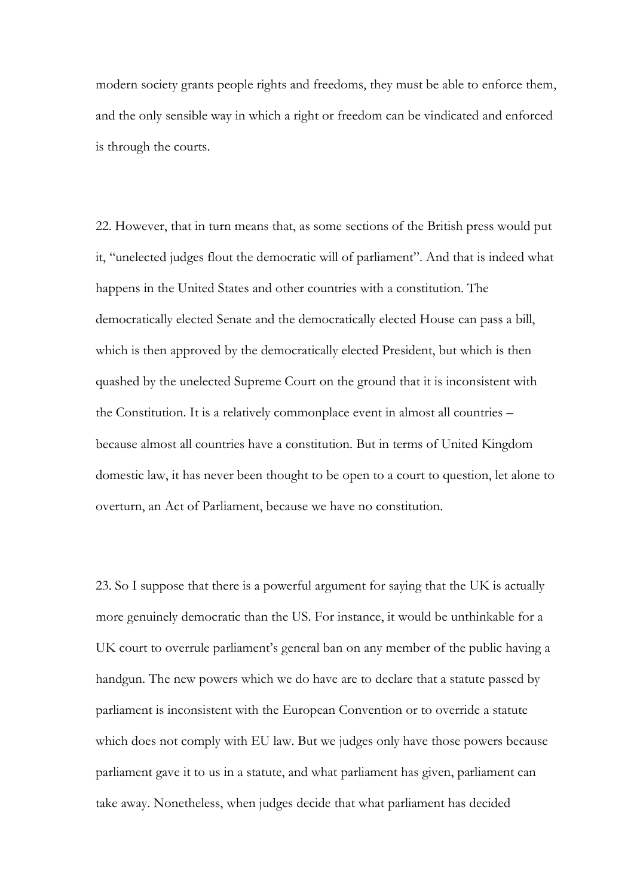modern society grants people rights and freedoms, they must be able to enforce them, and the only sensible way in which a right or freedom can be vindicated and enforced is through the courts.

22. However, that in turn means that, as some sections of the British press would put it, "unelected judges flout the democratic will of parliament". And that is indeed what happens in the United States and other countries with a constitution. The democratically elected Senate and the democratically elected House can pass a bill, which is then approved by the democratically elected President, but which is then quashed by the unelected Supreme Court on the ground that it is inconsistent with the Constitution. It is a relatively commonplace event in almost all countries – because almost all countries have a constitution. But in terms of United Kingdom domestic law, it has never been thought to be open to a court to question, let alone to overturn, an Act of Parliament, because we have no constitution.

23. So I suppose that there is a powerful argument for saying that the UK is actually more genuinely democratic than the US. For instance, it would be unthinkable for a UK court to overrule parliament's general ban on any member of the public having a handgun. The new powers which we do have are to declare that a statute passed by parliament is inconsistent with the European Convention or to override a statute which does not comply with EU law. But we judges only have those powers because parliament gave it to us in a statute, and what parliament has given, parliament can take away. Nonetheless, when judges decide that what parliament has decided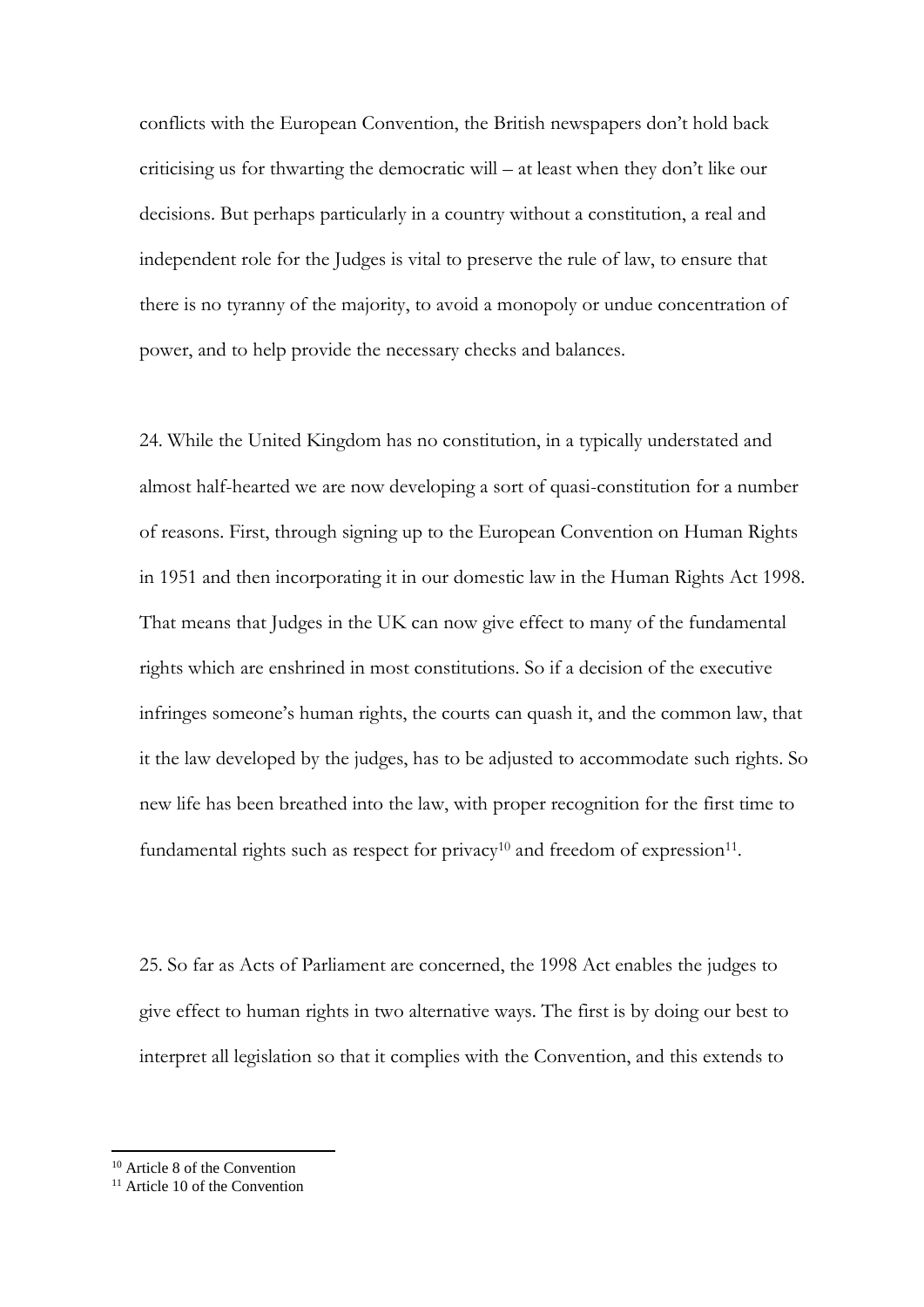conflicts with the European Convention, the British newspapers don't hold back criticising us for thwarting the democratic will – at least when they don't like our decisions. But perhaps particularly in a country without a constitution, a real and independent role for the Judges is vital to preserve the rule of law, to ensure that there is no tyranny of the majority, to avoid a monopoly or undue concentration of power, and to help provide the necessary checks and balances.

24. While the United Kingdom has no constitution, in a typically understated and almost half-hearted we are now developing a sort of quasi-constitution for a number of reasons. First, through signing up to the European Convention on Human Rights in 1951 and then incorporating it in our domestic law in the Human Rights Act 1998. That means that Judges in the UK can now give effect to many of the fundamental rights which are enshrined in most constitutions. So if a decision of the executive infringes someone's human rights, the courts can quash it, and the common law, that it the law developed by the judges, has to be adjusted to accommodate such rights. So new life has been breathed into the law, with proper recognition for the first time to fundamental rights such as respect for privacy[10] and freedom of expression[11].

25. So far as Acts of Parliament are concerned, the 1998 Act enables the judges to give effect to human rights in two alternative ways. The first is by doing our best to interpret all legislation so that it complies with the Convention, and this extends to

---

[10] Article 8 of the Convention

[11] Article 10 of the Convention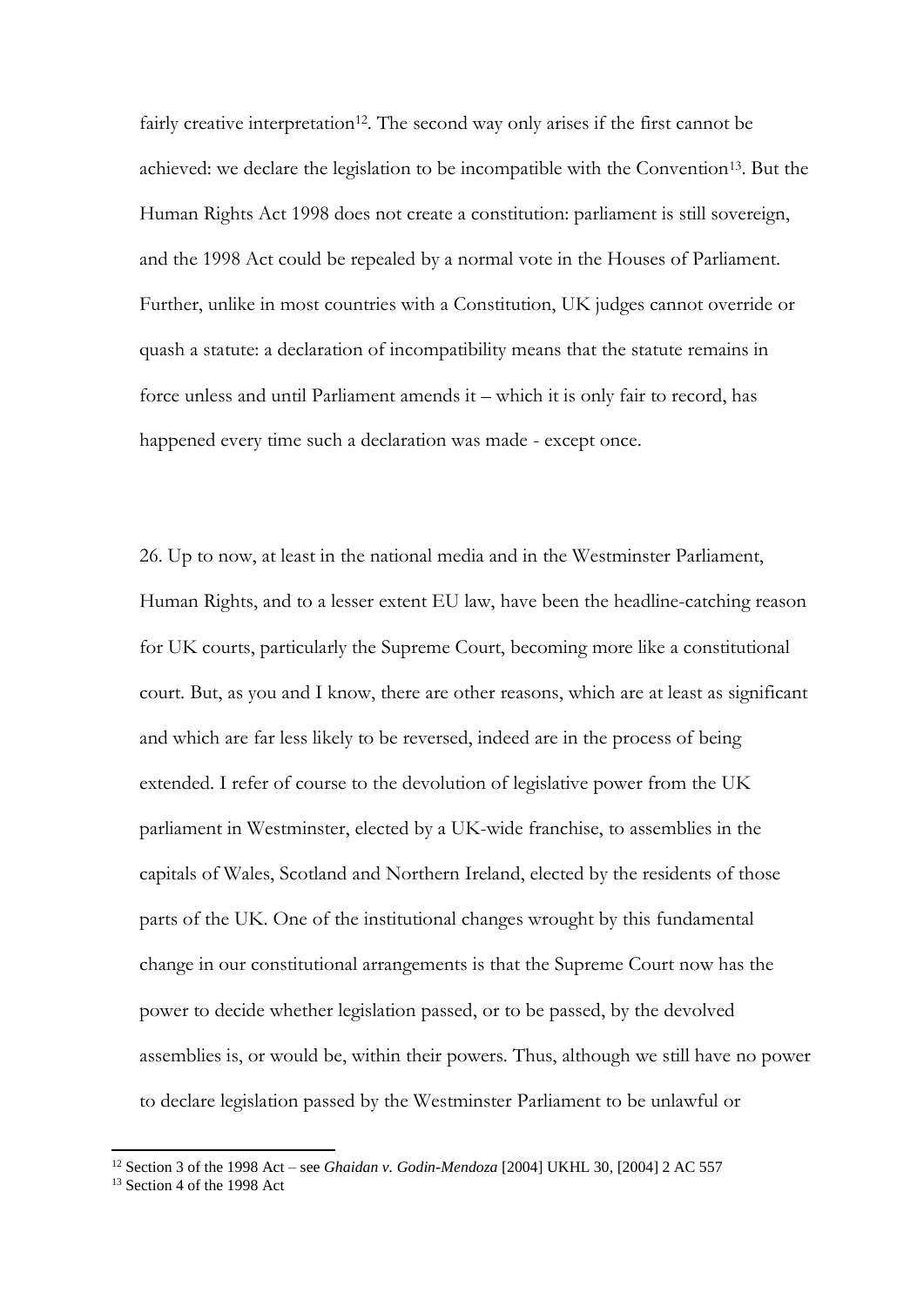fairly creative interpretation[12]. The second way only arises if the first cannot be achieved: we declare the legislation to be incompatible with the Convention[13]. But the Human Rights Act 1998 does not create a constitution: parliament is still sovereign, and the 1998 Act could be repealed by a normal vote in the Houses of Parliament. Further, unlike in most countries with a Constitution, UK judges cannot override or quash a statute: a declaration of incompatibility means that the statute remains in force unless and until Parliament amends it – which it is only fair to record, has happened every time such a declaration was made - except once.

26. Up to now, at least in the national media and in the Westminster Parliament, Human Rights, and to a lesser extent EU law, have been the headline-catching reason for UK courts, particularly the Supreme Court, becoming more like a constitutional court. But, as you and I know, there are other reasons, which are at least as significant and which are far less likely to be reversed, indeed are in the process of being extended. I refer of course to the devolution of legislative power from the UK parliament in Westminster, elected by a UK-wide franchise, to assemblies in the capitals of Wales, Scotland and Northern Ireland, elected by the residents of those parts of the UK. One of the institutional changes wrought by this fundamental change in our constitutional arrangements is that the Supreme Court now has the power to decide whether legislation passed, or to be passed, by the devolved assemblies is, or would be, within their powers. Thus, although we still have no power to declare legislation passed by the Westminster Parliament to be unlawful or

[12] Section 3 of the 1998 Act – see *Ghaidan v. Godin-Mendoza* [2004] UKHL 30, [2004] 2 AC 557

[13] Section 4 of the 1998 Act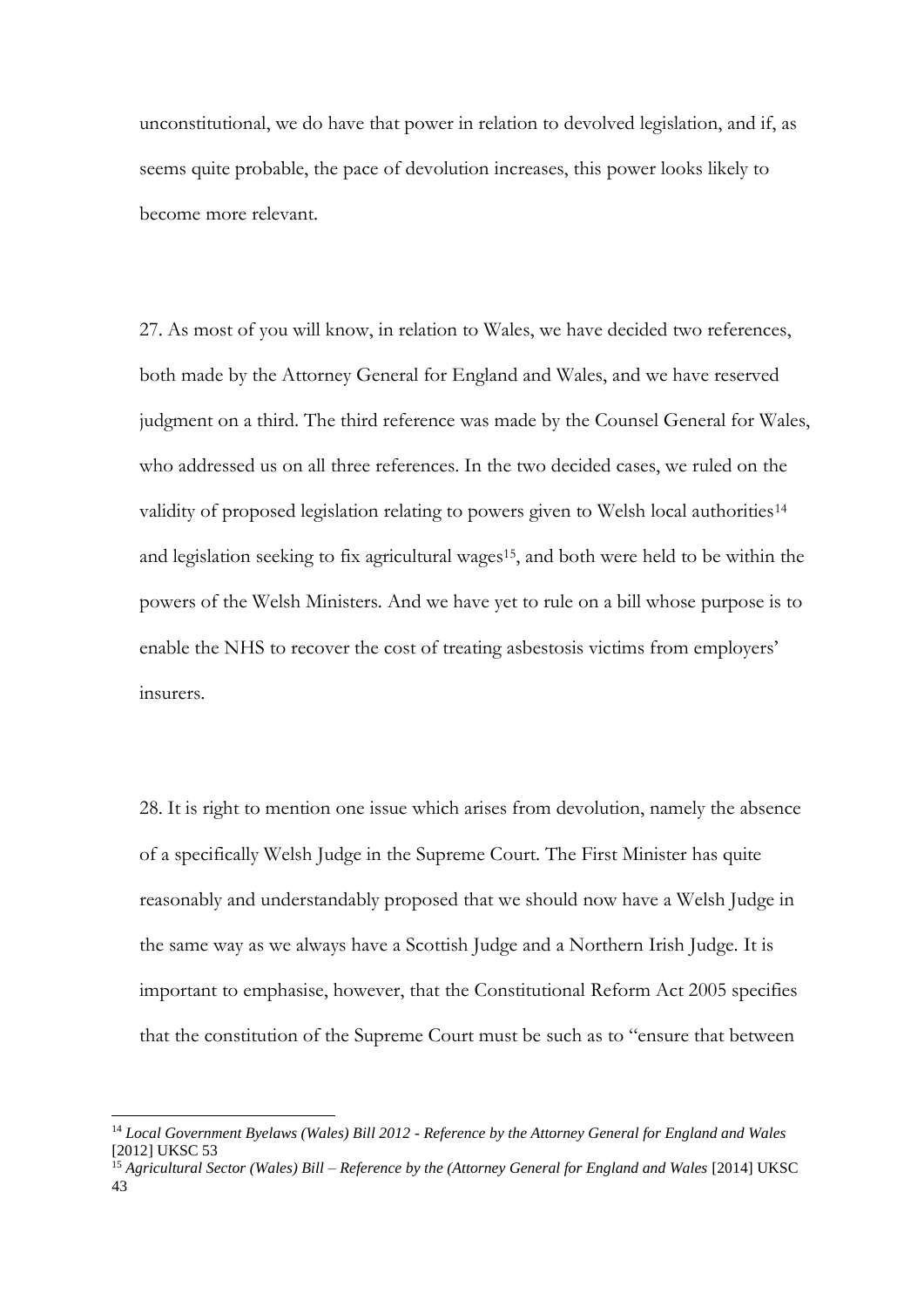unconstitutional, we do have that power in relation to devolved legislation, and if, as seems quite probable, the pace of devolution increases, this power looks likely to become more relevant.

27. As most of you will know, in relation to Wales, we have decided two references, both made by the Attorney General for England and Wales, and we have reserved judgment on a third. The third reference was made by the Counsel General for Wales, who addressed us on all three references. In the two decided cases, we ruled on the validity of proposed legislation relating to powers given to Welsh local authorities[14] and legislation seeking to fix agricultural wages[15], and both were held to be within the powers of the Welsh Ministers. And we have yet to rule on a bill whose purpose is to enable the NHS to recover the cost of treating asbestosis victims from employers' insurers.

28. It is right to mention one issue which arises from devolution, namely the absence of a specifically Welsh Judge in the Supreme Court. The First Minister has quite reasonably and understandably proposed that we should now have a Welsh Judge in the same way as we always have a Scottish Judge and a Northern Irish Judge. It is important to emphasise, however, that the Constitutional Reform Act 2005 specifies that the constitution of the Supreme Court must be such as to "ensure that between

---

[14] *Local Government Byelaws (Wales) Bill 2012 - Reference by the Attorney General for England and Wales* [2012] UKSC 53

[15] *Agricultural Sector (Wales) Bill – Reference by the (Attorney General for England and Wales* [2014] UKSC 43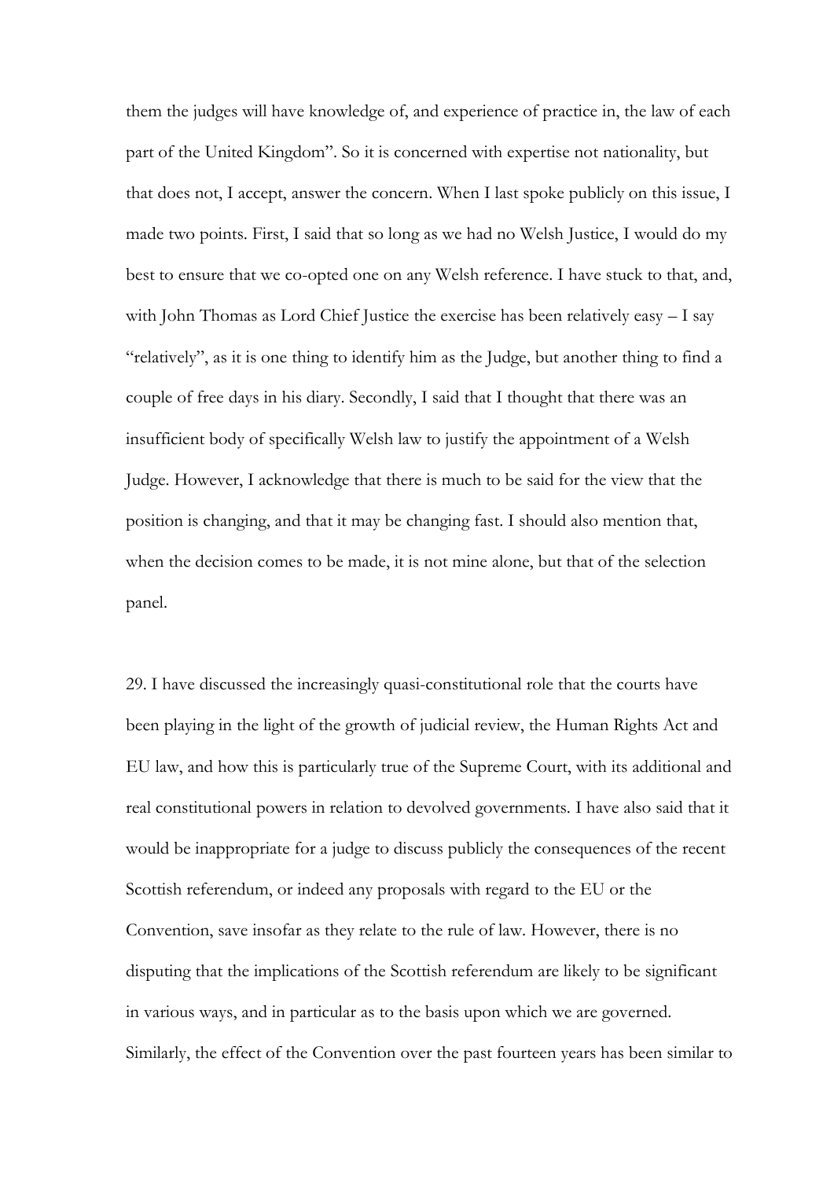them the judges will have knowledge of, and experience of practice in, the law of each part of the United Kingdom". So it is concerned with expertise not nationality, but that does not, I accept, answer the concern. When I last spoke publicly on this issue, I made two points. First, I said that so long as we had no Welsh Justice, I would do my best to ensure that we co-opted one on any Welsh reference. I have stuck to that, and, with John Thomas as Lord Chief Justice the exercise has been relatively easy – I say "relatively", as it is one thing to identify him as the Judge, but another thing to find a couple of free days in his diary. Secondly, I said that I thought that there was an insufficient body of specifically Welsh law to justify the appointment of a Welsh Judge. However, I acknowledge that there is much to be said for the view that the position is changing, and that it may be changing fast. I should also mention that, when the decision comes to be made, it is not mine alone, but that of the selection panel.

29. I have discussed the increasingly quasi-constitutional role that the courts have been playing in the light of the growth of judicial review, the Human Rights Act and EU law, and how this is particularly true of the Supreme Court, with its additional and real constitutional powers in relation to devolved governments. I have also said that it would be inappropriate for a judge to discuss publicly the consequences of the recent Scottish referendum, or indeed any proposals with regard to the EU or the Convention, save insofar as they relate to the rule of law. However, there is no disputing that the implications of the Scottish referendum are likely to be significant in various ways, and in particular as to the basis upon which we are governed. Similarly, the effect of the Convention over the past fourteen years has been similar to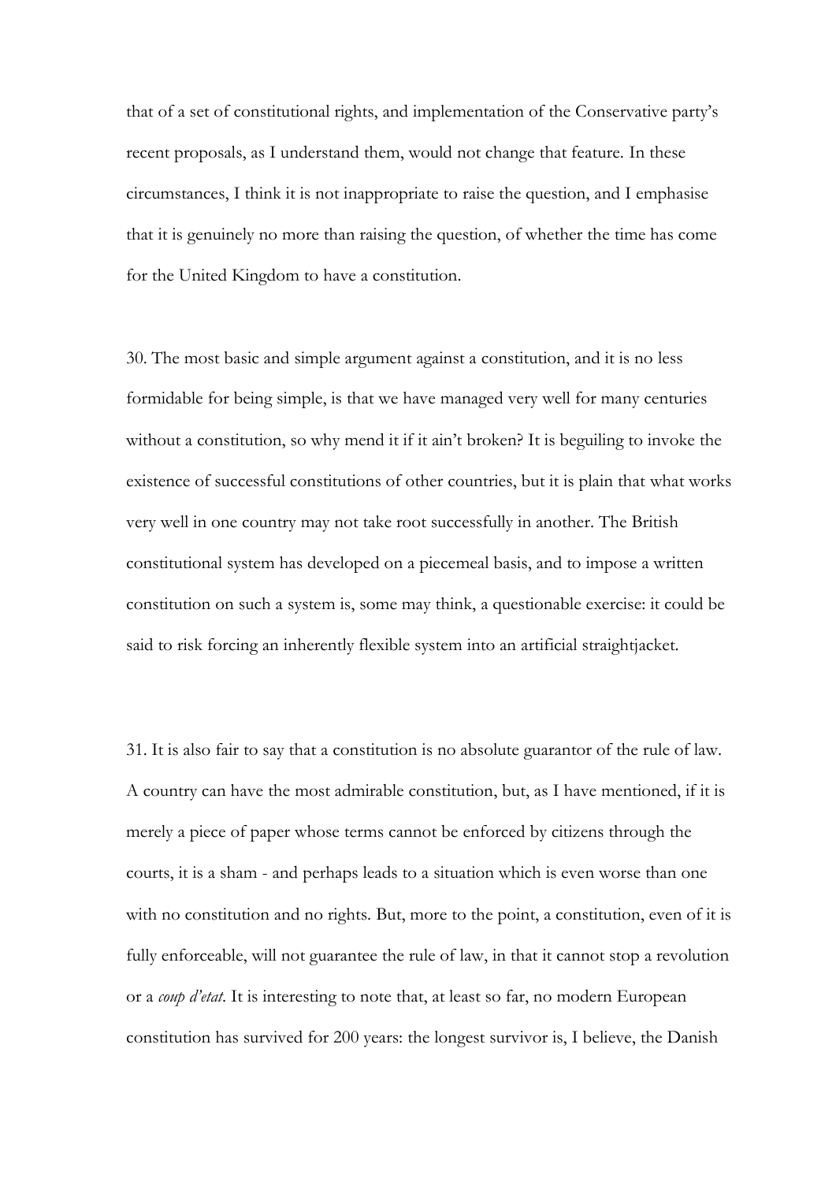that of a set of constitutional rights, and implementation of the Conservative party's recent proposals, as I understand them, would not change that feature. In these circumstances, I think it is not inappropriate to raise the question, and I emphasise that it is genuinely no more than raising the question, of whether the time has come for the United Kingdom to have a constitution.

30. The most basic and simple argument against a constitution, and it is no less formidable for being simple, is that we have managed very well for many centuries without a constitution, so why mend it if it ain't broken? It is beguiling to invoke the existence of successful constitutions of other countries, but it is plain that what works very well in one country may not take root successfully in another. The British constitutional system has developed on a piecemeal basis, and to impose a written constitution on such a system is, some may think, a questionable exercise: it could be said to risk forcing an inherently flexible system into an artificial straightjacket.

31. It is also fair to say that a constitution is no absolute guarantor of the rule of law. A country can have the most admirable constitution, but, as I have mentioned, if it is merely a piece of paper whose terms cannot be enforced by citizens through the courts, it is a sham - and perhaps leads to a situation which is even worse than one with no constitution and no rights. But, more to the point, a constitution, even of it is fully enforceable, will not guarantee the rule of law, in that it cannot stop a revolution or a *coup d'etat*. It is interesting to note that, at least so far, no modern European constitution has survived for 200 years: the longest survivor is, I believe, the Danish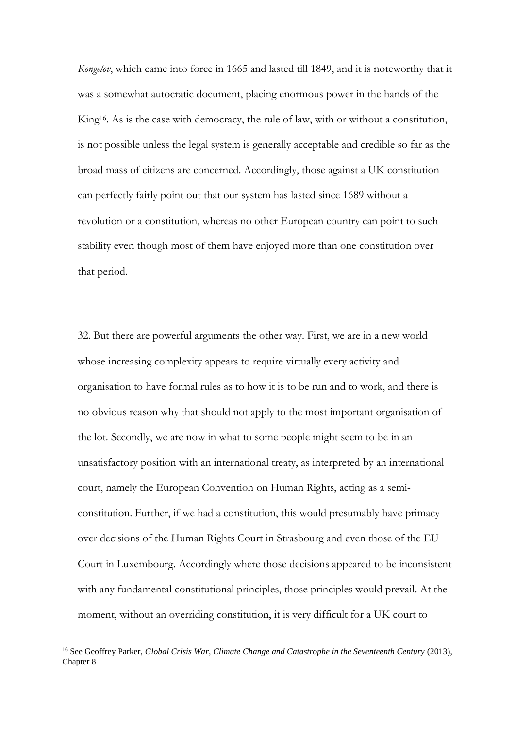*Kongelov*, which came into force in 1665 and lasted till 1849, and it is noteworthy that it was a somewhat autocratic document, placing enormous power in the hands of the King[16]. As is the case with democracy, the rule of law, with or without a constitution, is not possible unless the legal system is generally acceptable and credible so far as the broad mass of citizens are concerned. Accordingly, those against a UK constitution can perfectly fairly point out that our system has lasted since 1689 without a revolution or a constitution, whereas no other European country can point to such stability even though most of them have enjoyed more than one constitution over that period.

32. But there are powerful arguments the other way. First, we are in a new world whose increasing complexity appears to require virtually every activity and organisation to have formal rules as to how it is to be run and to work, and there is no obvious reason why that should not apply to the most important organisation of the lot. Secondly, we are now in what to some people might seem to be in an unsatisfactory position with an international treaty, as interpreted by an international court, namely the European Convention on Human Rights, acting as a semi-constitution. Further, if we had a constitution, this would presumably have primacy over decisions of the Human Rights Court in Strasbourg and even those of the EU Court in Luxembourg. Accordingly where those decisions appeared to be inconsistent with any fundamental constitutional principles, those principles would prevail. At the moment, without an overriding constitution, it is very difficult for a UK court to

---

[16] See Geoffrey Parker, *Global Crisis War, Climate Change and Catastrophe in the Seventeenth Century* (2013), Chapter 8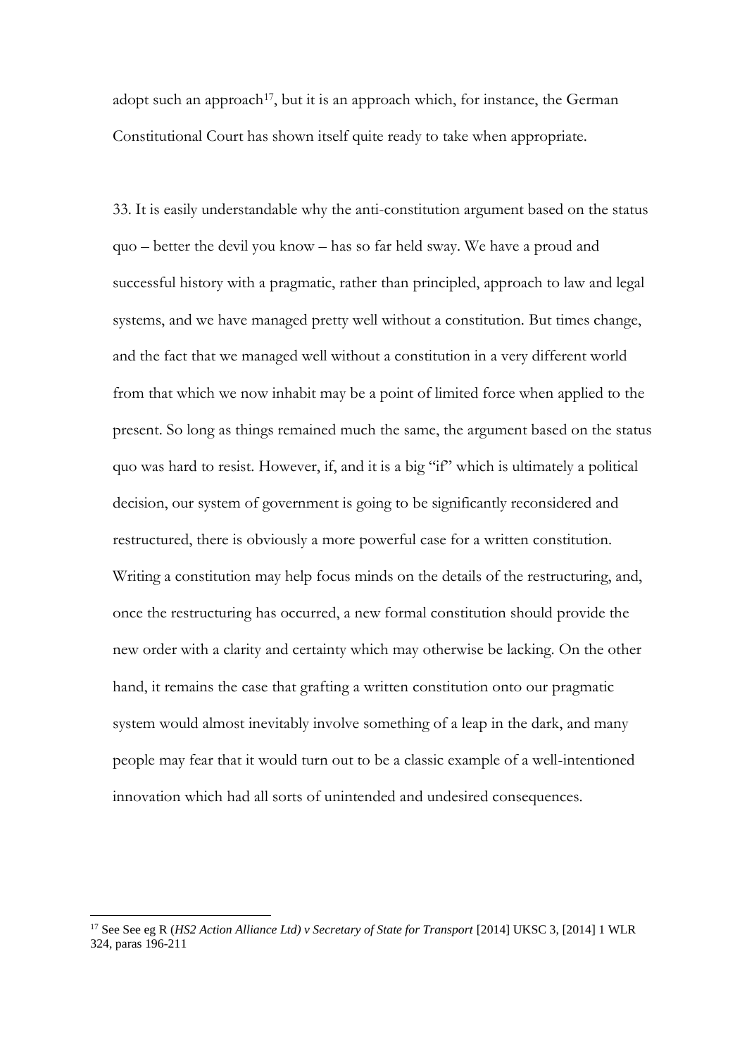adopt such an approach[17], but it is an approach which, for instance, the German Constitutional Court has shown itself quite ready to take when appropriate.

33. It is easily understandable why the anti-constitution argument based on the status quo – better the devil you know – has so far held sway. We have a proud and successful history with a pragmatic, rather than principled, approach to law and legal systems, and we have managed pretty well without a constitution. But times change, and the fact that we managed well without a constitution in a very different world from that which we now inhabit may be a point of limited force when applied to the present. So long as things remained much the same, the argument based on the status quo was hard to resist. However, if, and it is a big "if" which is ultimately a political decision, our system of government is going to be significantly reconsidered and restructured, there is obviously a more powerful case for a written constitution. Writing a constitution may help focus minds on the details of the restructuring, and, once the restructuring has occurred, a new formal constitution should provide the new order with a clarity and certainty which may otherwise be lacking. On the other hand, it remains the case that grafting a written constitution onto our pragmatic system would almost inevitably involve something of a leap in the dark, and many people may fear that it would turn out to be a classic example of a well-intentioned innovation which had all sorts of unintended and undesired consequences.

---

[17] See See eg R (*HS2 Action Alliance Ltd) v Secretary of State for Transport* [2014] UKSC 3, [2014] 1 WLR 324, paras 196-211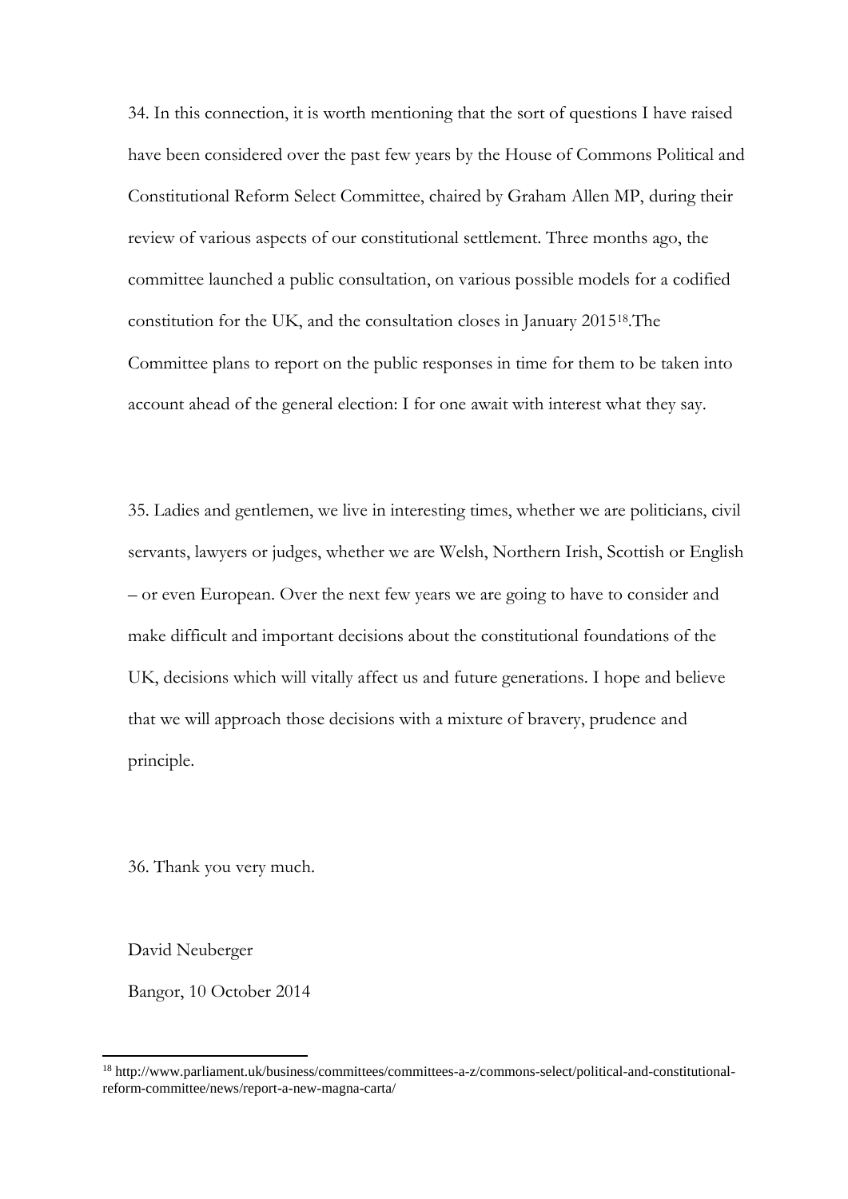34. In this connection, it is worth mentioning that the sort of questions I have raised have been considered over the past few years by the House of Commons Political and Constitutional Reform Select Committee, chaired by Graham Allen MP, during their review of various aspects of our constitutional settlement. Three months ago, the committee launched a public consultation, on various possible models for a codified constitution for the UK, and the consultation closes in January 2015[18].The Committee plans to report on the public responses in time for them to be taken into account ahead of the general election: I for one await with interest what they say.

35. Ladies and gentlemen, we live in interesting times, whether we are politicians, civil servants, lawyers or judges, whether we are Welsh, Northern Irish, Scottish or English – or even European. Over the next few years we are going to have to consider and make difficult and important decisions about the constitutional foundations of the UK, decisions which will vitally affect us and future generations. I hope and believe that we will approach those decisions with a mixture of bravery, prudence and principle.

36. Thank you very much.

David Neuberger

Bangor, 10 October 2014

---

[18] http://www.parliament.uk/business/committees/committees-a-z/commons-select/political-and-constitutional-reform-committee/news/report-a-new-magna-carta/